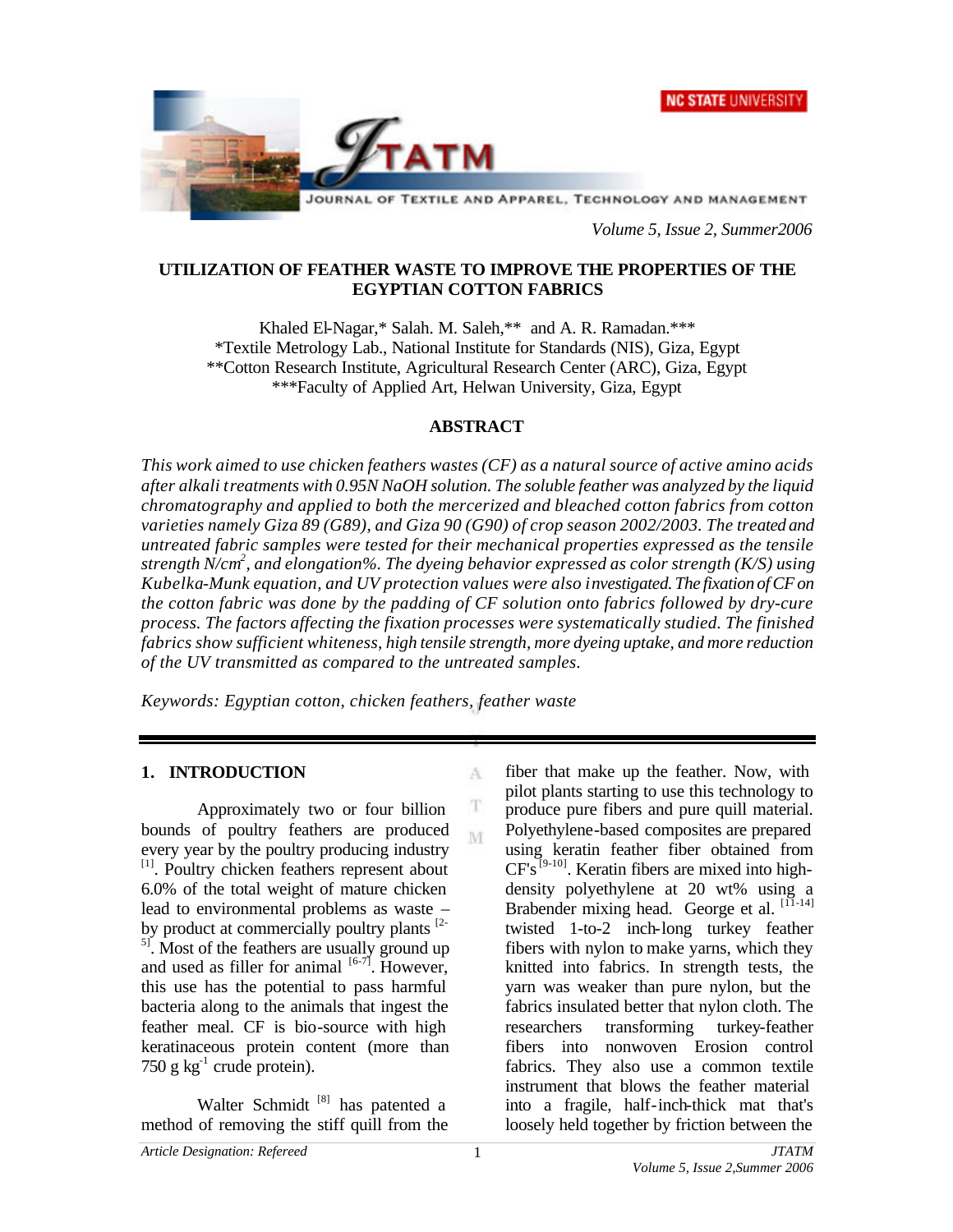# UTILIZATION OF FEATHER WASTE TO IMPROVE THE PROPERTIES OF THE EGYPTIAN COTTON FABRICS

Khaled El-Nagar,* Salah. M. Saleh,** and A. R. Ramadan.***

*Textile Metrology Lab., National Institute for Standards (NIS), Giza, Egypt

**Cotton Research Institute, Agricultural Research Center (ARC), Giza, Egypt

***Faculty of Applied Art, Helwan University, Giza, Egypt

## ABSTRACT

*This work aimed to use chicken feathers wastes (CF) as a natural source of active amino acids after alkali treatments with 0.95N NaOH solution. The soluble feather was analyzed by the liquid chromatography and applied to both the mercerized and bleached cotton fabrics from cotton varieties namely Giza 89 (G89), and Giza 90 (G90) of crop season 2002/2003. The treated and untreated fabric samples were tested for their mechanical properties expressed as the tensile strength N/cm$^2$, and elongation%. The dyeing behavior expressed as color strength (K/S) using Kubelka-Munk equation, and UV protection values were also investigated. The fixation of CF on the cotton fabric was done by the padding of CF solution onto fabrics followed by dry-cure process. The factors affecting the fixation processes were systematically studied. The finished fabrics show sufficient whiteness, high tensile strength, more dyeing uptake, and more reduction of the UV transmitted as compared to the untreated samples.*

*Keywords: Egyptian cotton, chicken feathers, feather waste*

## 1. INTRODUCTION

Approximately two or four billion bounds of poultry feathers are produced every year by the poultry producing industry [1]. Poultry chicken feathers represent about 6.0% of the total weight of mature chicken lead to environmental problems as waste – by product at commercially poultry plants [2-5]. Most of the feathers are usually ground up and used as filler for animal [6-7]. However, this use has the potential to pass harmful bacteria along to the animals that ingest the feather meal. CF is bio-source with high keratinaceous protein content (more than 750 g kg$^{-1}$ crude protein).

Walter Schmidt [8] has patented a method of removing the stiff quill from the fiber that make up the feather. Now, with pilot plants starting to use this technology to produce pure fibers and pure quill material. Polyethylene-based composites are prepared using keratin feather fiber obtained from CF's [9-10]. Keratin fibers are mixed into high-density polyethylene at 20 wt% using a Brabender mixing head. George et al. [11-14] twisted 1-to-2 inch-long turkey feather fibers with nylon to make yarns, which they knitted into fabrics. In strength tests, the yarn was weaker than pure nylon, but the fabrics insulated better that nylon cloth. The researchers transforming turkey-feather fibers into nonwoven Erosion control fabrics. They also use a common textile instrument that blows the feather material into a fragile, half-inch-thick mat that's loosely held together by friction between the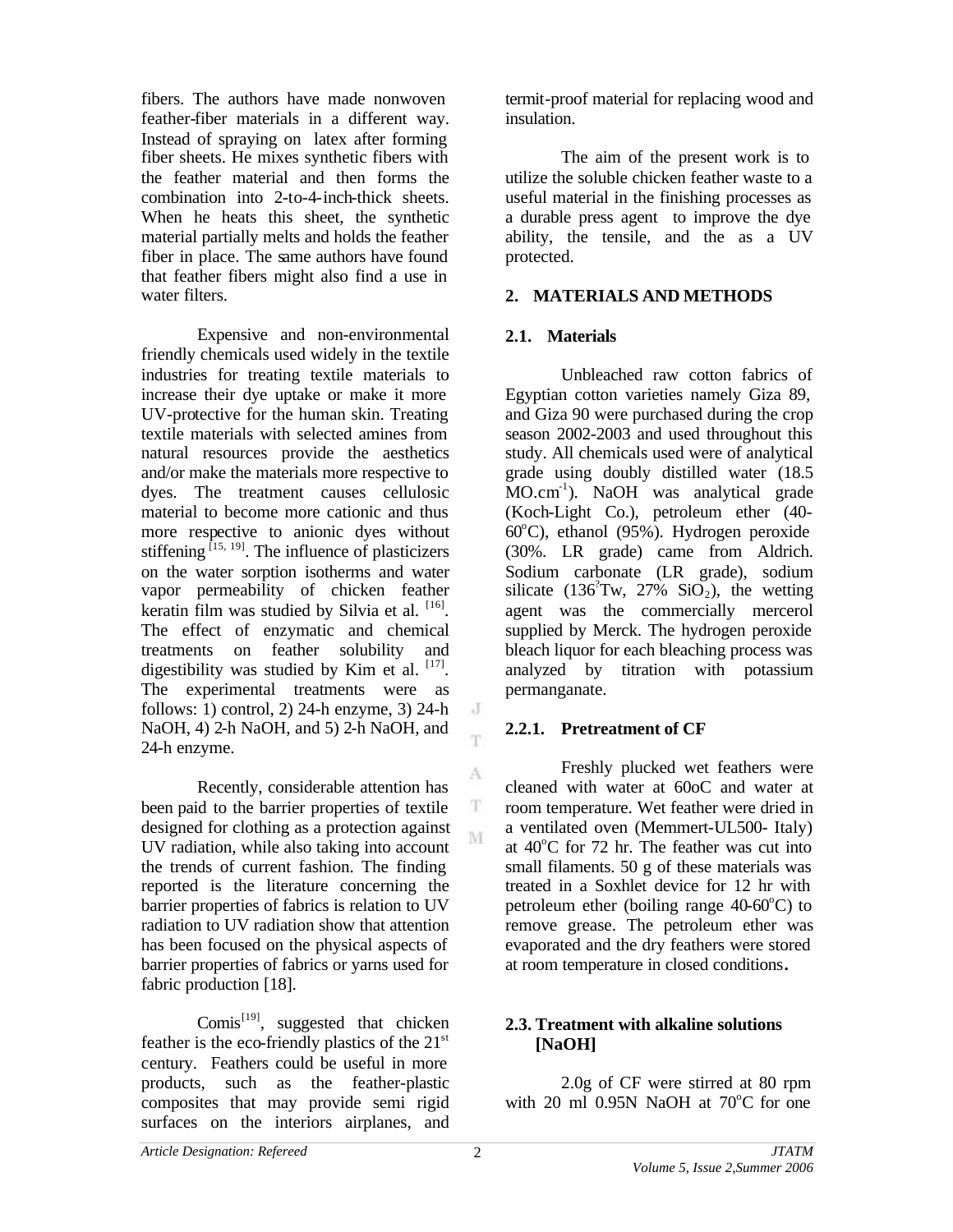fibers. The authors have made nonwoven feather-fiber materials in a different way. Instead of spraying on latex after forming fiber sheets. He mixes synthetic fibers with the feather material and then forms the combination into 2-to-4-inch-thick sheets. When he heats this sheet, the synthetic material partially melts and holds the feather fiber in place. The same authors have found that feather fibers might also find a use in water filters.

Expensive and non-environmental friendly chemicals used widely in the textile industries for treating textile materials to increase their dye uptake or make it more UV-protective for the human skin. Treating textile materials with selected amines from natural resources provide the aesthetics and/or make the materials more respective to dyes. The treatment causes cellulosic material to become more cationic and thus more respective to anionic dyes without stiffening [15, 19]. The influence of plasticizers on the water sorption isotherms and water vapor permeability of chicken feather keratin film was studied by Silvia et al. [16]. The effect of enzymatic and chemical treatments on feather solubility and digestibility was studied by Kim et al. [17]. The experimental treatments were as follows: 1) control, 2) 24-h enzyme, 3) 24-h NaOH, 4) 2-h NaOH, and 5) 2-h NaOH, and 24-h enzyme.

Recently, considerable attention has been paid to the barrier properties of textile designed for clothing as a protection against UV radiation, while also taking into account the trends of current fashion. The finding reported is the literature concerning the barrier properties of fabrics is relation to UV radiation to UV radiation show that attention has been focused on the physical aspects of barrier properties of fabrics or yarns used for fabric production [18].

Comis[19], suggested that chicken feather is the eco-friendly plastics of the 21st century. Feathers could be useful in more products, such as the feather-plastic composites that may provide semi rigid surfaces on the interiors airplanes, and termit-proof material for replacing wood and insulation.

The aim of the present work is to utilize the soluble chicken feather waste to a useful material in the finishing processes as a durable press agent to improve the dye ability, the tensile, and the as a UV protected.

## 2. MATERIALS AND METHODS

### 2.1. Materials

Unbleached raw cotton fabrics of Egyptian cotton varieties namely Giza 89, and Giza 90 were purchased during the crop season 2002-2003 and used throughout this study. All chemicals used were of analytical grade using doubly distilled water (18.5 MO.cm$^{-1}$). NaOH was analytical grade (Koch-Light Co.), petroleum ether (40-60$^{o}$C), ethanol (95%). Hydrogen peroxide (30%. LR grade) came from Aldrich. Sodium carbonate (LR grade), sodium silicate (136?Tw, 27% $SiO_2$), the wetting agent was the commercially mercerol supplied by Merck. The hydrogen peroxide bleach liquor for each bleaching process was analyzed by titration with potassium permanganate.

#### 2.2.1. Pretreatment of CF

Freshly plucked wet feathers were cleaned with water at 60oC and water at room temperature. Wet feather were dried in a ventilated oven (Memmert-UL500- Italy) at 40$^{o}$C for 72 hr. The feather was cut into small filaments. 50 g of these materials was treated in a Soxhlet device for 12 hr with petroleum ether (boiling range 40-60$^{o}$C) to remove grease. The petroleum ether was evaporated and the dry feathers were stored at room temperature in closed conditions.

### 2.3. Treatment with alkaline solutions [NaOH]

2.0g of CF were stirred at 80 rpm with 20 ml 0.95N NaOH at 70$^{o}$C for one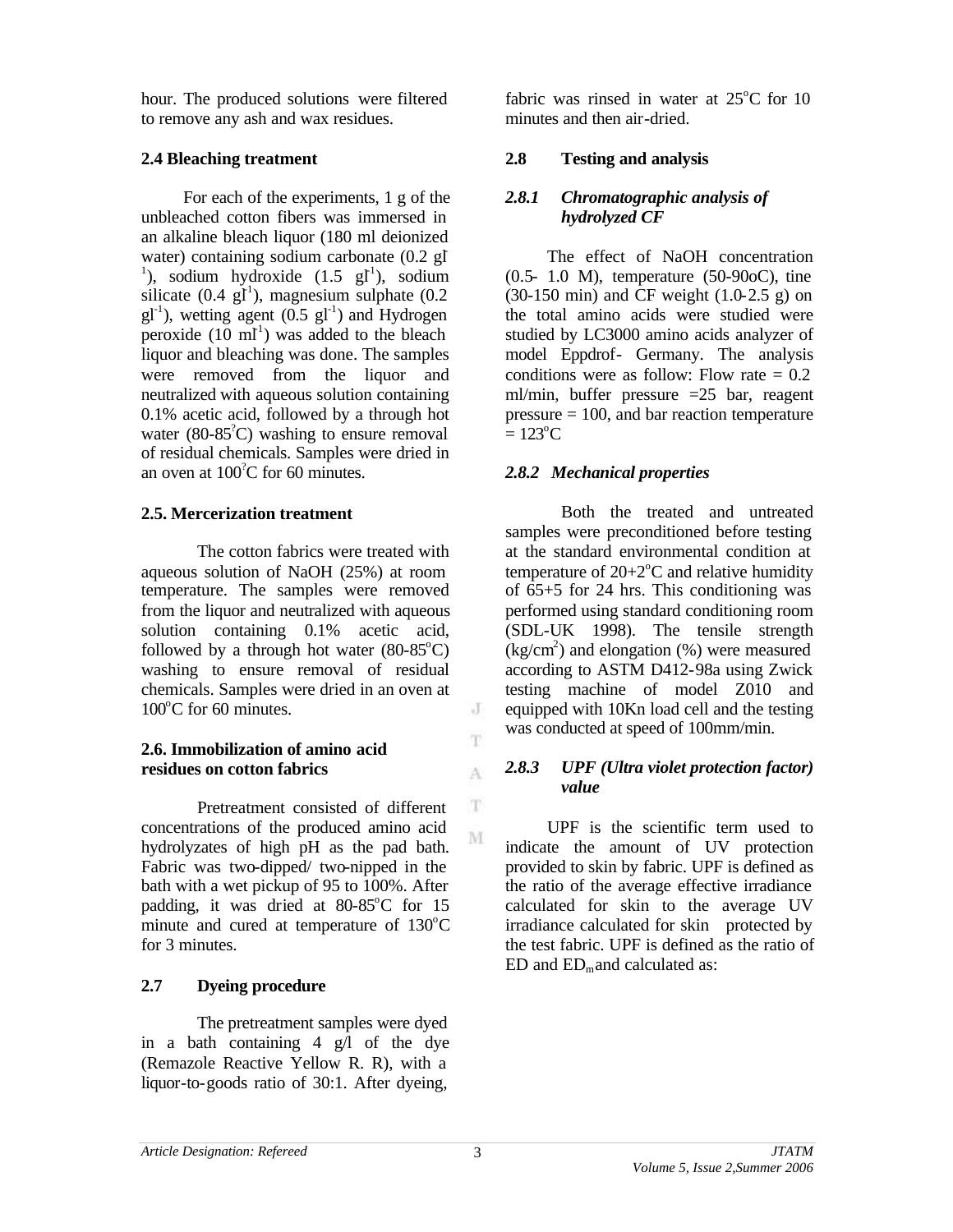hour. The produced solutions were filtered to remove any ash and wax residues.

### 2.4 Bleaching treatment

For each of the experiments, 1 g of the unbleached cotton fibers was immersed in an alkaline bleach liquor (180 ml deionized water) containing sodium carbonate (0.2 $gl^{-1}$), sodium hydroxide (1.5 $gl^{-1}$), sodium silicate (0.4 $gl^{-1}$), magnesium sulphate (0.2 $gl^{-1}$), wetting agent (0.5 $gl^{-1}$) and Hydrogen peroxide (10 $ml^{-1}$) was added to the bleach liquor and bleaching was done. The samples were removed from the liquor and neutralized with aqueous solution containing 0.1% acetic acid, followed by a through hot water (80-85°C) washing to ensure removal of residual chemicals. Samples were dried in an oven at 100°C for 60 minutes.

### 2.5. Mercerization treatment

The cotton fabrics were treated with aqueous solution of NaOH (25%) at room temperature. The samples were removed from the liquor and neutralized with aqueous solution containing 0.1% acetic acid, followed by a through hot water (80-85°C) washing to ensure removal of residual chemicals. Samples were dried in an oven at 100°C for 60 minutes.

### 2.6. Immobilization of amino acid residues on cotton fabrics

Pretreatment consisted of different concentrations of the produced amino acid hydrolyzates of high pH as the pad bath. Fabric was two-dipped/ two-nipped in the bath with a wet pickup of 95 to 100%. After padding, it was dried at 80-85°C for 15 minute and cured at temperature of 130°C for 3 minutes.

### 2.7 Dyeing procedure

The pretreatment samples were dyed in a bath containing 4 g/l of the dye (Remazole Reactive Yellow R. R), with a liquor-to-goods ratio of 30:1. After dyeing, fabric was rinsed in water at 25°C for 10 minutes and then air-dried.

### 2.8 Testing and analysis

#### *2.8.1 Chromatographic analysis of hydrolyzed CF*

The effect of NaOH concentration (0.5- 1.0 M), temperature (50-90oC), tine (30-150 min) and CF weight (1.0-2.5 g) on the total amino acids were studied were studied by LC3000 amino acids analyzer of model Eppdrof- Germany. The analysis conditions were as follow: Flow rate = 0.2 ml/min, buffer pressure =25 bar, reagent pressure = 100, and bar reaction temperature = 123°C

#### *2.8.2 Mechanical properties*

Both the treated and untreated samples were preconditioned before testing at the standard environmental condition at temperature of 20+2°C and relative humidity of 65+5 for 24 hrs. This conditioning was performed using standard conditioning room (SDL-UK 1998). The tensile strength ($kg/cm^2$) and elongation (%) were measured according to ASTM D412-98a using Zwick testing machine of model Z010 and equipped with 10Kn load cell and the testing was conducted at speed of 100mm/min.

#### *2.8.3 UPF (Ultra violet protection factor) value*

UPF is the scientific term used to indicate the amount of UV protection provided to skin by fabric. UPF is defined as the ratio of the average effective irradiance calculated for skin to the average UV irradiance calculated for skin protected by the test fabric. UPF is defined as the ratio of ED and $ED_m$ and calculated as: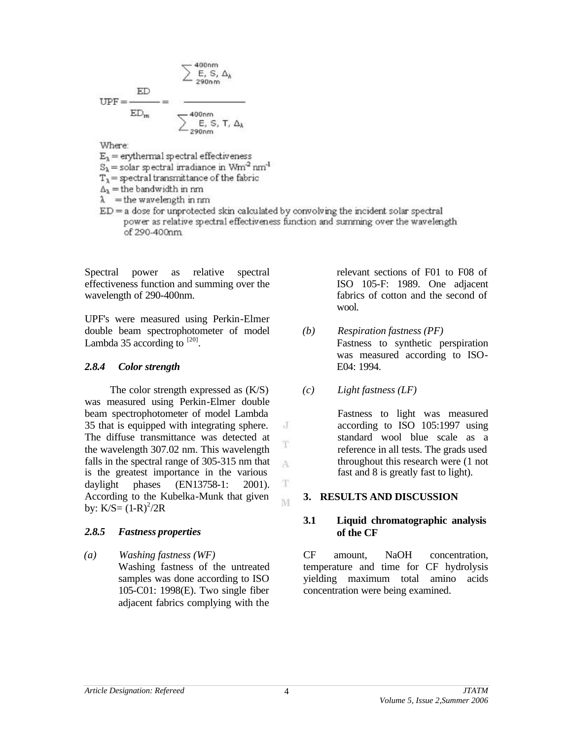$$UPF = \frac{ED}{ED_m} = \frac{\sum_{290nm}^{400nm} E_\lambda S_\lambda \Delta_\lambda}{\sum_{290nm}^{400nm} E_\lambda S_\lambda T_\lambda \Delta_\lambda}$$

Where:

$E_\lambda$ = erythermal spectral effectiveness

$S_\lambda$ = solar spectral irradiance in $Wm^{-2}\,nm^{-1}$

$T_\lambda$ = spectral transmittance of the fabric

$\Delta_\lambda$ = the bandwidth in nm

$\lambda$ = the wavelength in nm

ED = a dose for unprotected skin calculated by convolving the incident solar spectral power as relative spectral effectiveness function and summing over the wavelength of 290-400nm.

Spectral power as relative spectral effectiveness function and summing over the wavelength of 290-400nm.

UPF's were measured using Perkin-Elmer double beam spectrophotometer of model Lambda 35 according to [20].

#### *2.8.4 Color strength*

The color strength expressed as (K/S) was measured using Perkin-Elmer double beam spectrophotometer of model Lambda 35 that is equipped with integrating sphere. The diffuse transmittance was detected at the wavelength 307.02 nm. This wavelength falls in the spectral range of 305-315 nm that is the greatest importance in the various daylight phases (EN13758-1: 2001). According to the Kubelka-Munk that given by: $K/S = (1-R)^2/2R$

#### *2.8.5 Fastness properties*

*(a) Washing fastness (WF)*

Washing fastness of the untreated samples was done according to ISO 105-C01: 1998(E). Two single fiber adjacent fabrics complying with the relevant sections of F01 to F08 of ISO 105-F: 1989. One adjacent fabrics of cotton and the second of wool.

*(b) Respiration fastness (PF)*

Fastness to synthetic perspiration was measured according to ISO-E04: 1994.

*(c) Light fastness (LF)*

Fastness to light was measured according to ISO 105:1997 using standard wool blue scale as a reference in all tests. The grads used throughout this research were (1 not fast and 8 is greatly fast to light).

## 3. RESULTS AND DISCUSSION

### 3.1 Liquid chromatographic analysis of the CF

CF amount, NaOH concentration, temperature and time for CF hydrolysis yielding maximum total amino acids concentration were being examined.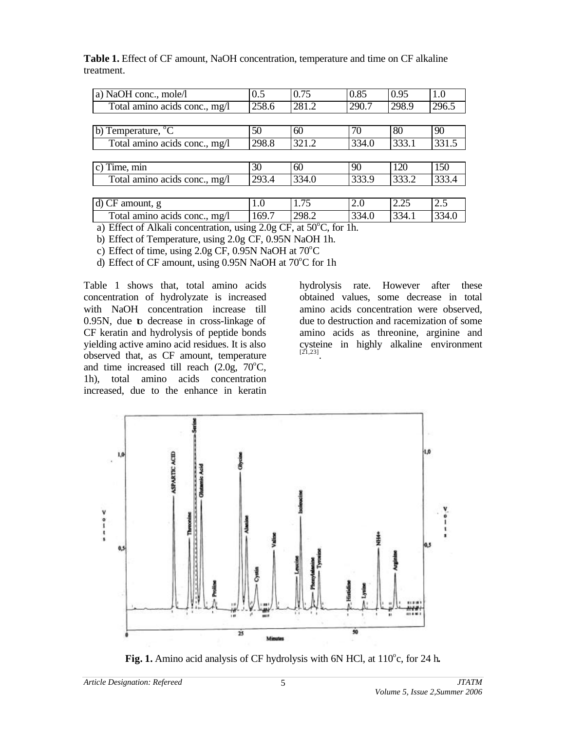**Table 1.** Effect of CF amount, NaOH concentration, temperature and time on CF alkaline treatment.

| a) NaOH conc., mole/l | 0.5 | 0.75 | 0.85 | 0.95 | 1.0 |
|---|---|---|---|---|---|
| Total amino acids conc., mg/l | 258.6 | 281.2 | 290.7 | 298.9 | 296.5 |

| b) Temperature, °C | 50 | 60 | 70 | 80 | 90 |
|---|---|---|---|---|---|
| Total amino acids conc., mg/l | 298.8 | 321.2 | 334.0 | 333.1 | 331.5 |

| c) Time, min | 30 | 60 | 90 | 120 | 150 |
|---|---|---|---|---|---|
| Total amino acids conc., mg/l | 293.4 | 334.0 | 333.9 | 333.2 | 333.4 |

| d) CF amount, g | 1.0 | 1.75 | 2.0 | 2.25 | 2.5 |
|---|---|---|---|---|---|
| Total amino acids conc., mg/l | 169.7 | 298.2 | 334.0 | 334.1 | 334.0 |

a) Effect of Alkali concentration, using 2.0g CF, at 50°C, for 1h.
b) Effect of Temperature, using 2.0g CF, 0.95N NaOH 1h.
c) Effect of time, using 2.0g CF, 0.95N NaOH at 70°C
d) Effect of CF amount, using 0.95N NaOH at 70°C for 1h

Table 1 shows that, total amino acids concentration of hydrolyzate is increased with NaOH concentration increase till 0.95N, due to decrease in cross-linkage of CF keratin and hydrolysis of peptide bonds yielding active amino acid residues. It is also observed that, as CF amount, temperature and time increased till reach (2.0g, 70°C, 1h), total amino acids concentration increased, due to the enhance in keratin hydrolysis rate. However after these obtained values, some decrease in total amino acids concentration were observed, due to destruction and racemization of some amino acids as threonine, arginine and cysteine in highly alkaline environment [21,23].

**Fig. 1.** Amino acid analysis of CF hydrolysis with 6N HCl, at 110°c, for 24 h.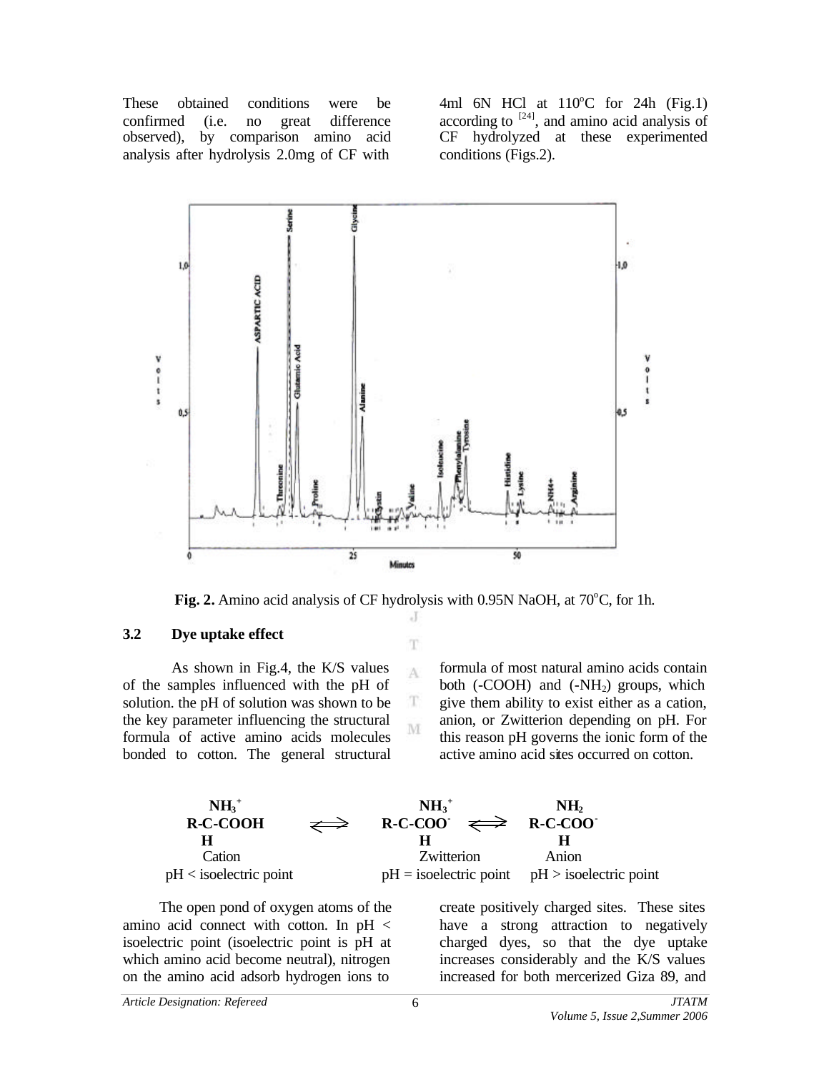These obtained conditions were be confirmed (i.e. no great difference observed), by comparison amino acid analysis after hydrolysis 2.0mg of CF with 4ml 6N HCl at 110°C for 24h (Fig.1) according to [24], and amino acid analysis of CF hydrolyzed at these experimented conditions (Figs.2).

**Fig. 2.** Amino acid analysis of CF hydrolysis with 0.95N NaOH, at 70°C, for 1h.

### 3.2 Dye uptake effect

As shown in Fig.4, the K/S values of the samples influenced with the pH of solution. the pH of solution was shown to be the key parameter influencing the structural formula of active amino acids molecules bonded to cotton. The general structural formula of most natural amino acids contain both (-COOH) and ($-NH_2$) groups, which give them ability to exist either as a cation, anion, or Zwitterion depending on pH. For this reason pH governs the ionic form of the active amino acid sites occurred on cotton.

| $NH_3^+$ R-C-COOH H | $\rightleftharpoons$ | $NH_3^+$ R-C-$COO^-$ H | $\rightleftharpoons$ | $NH_2$ R-C-$COO^-$ H |
|---|---|---|---|---|
| Cation | | Zwitterion | | Anion |
| pH < isoelectric point | | pH = isoelectric point | | pH > isoelectric point |

The open pond of oxygen atoms of the amino acid connect with cotton. In pH < isoelectric point (isoelectric point is pH at which amino acid become neutral), nitrogen on the amino acid adsorb hydrogen ions to create positively charged sites. These sites have a strong attraction to negatively charged dyes, so that the dye uptake increases considerably and the K/S values increased for both mercerized Giza 89, and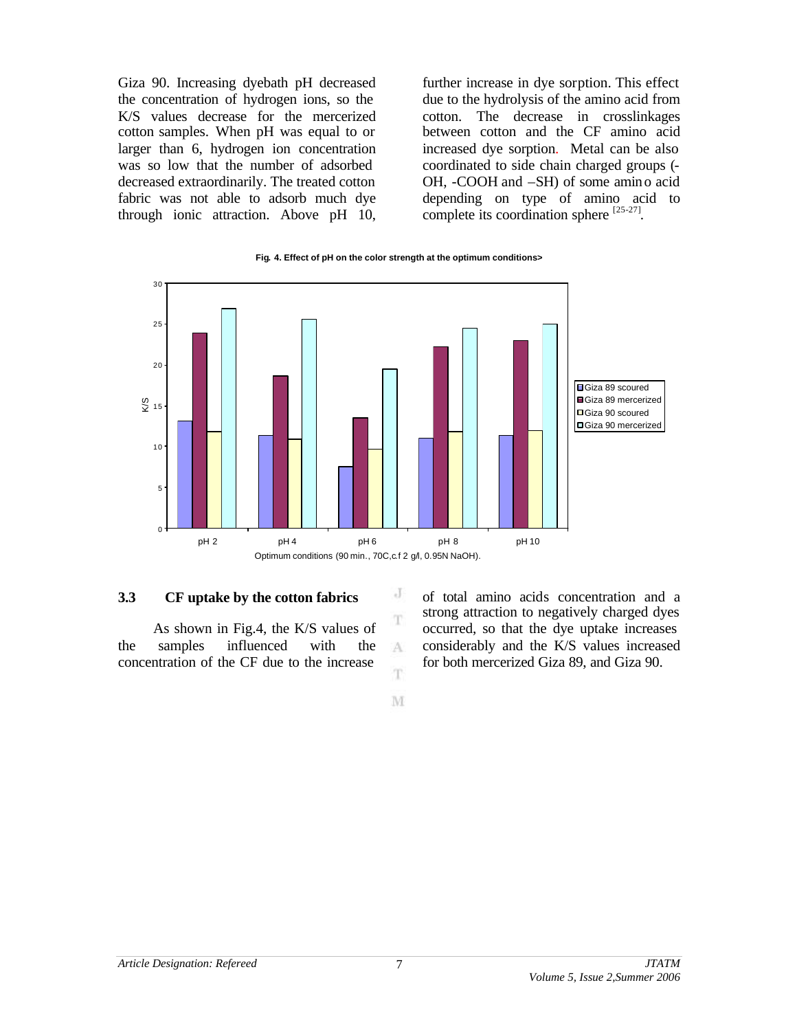Giza 90. Increasing dyebath pH decreased the concentration of hydrogen ions, so the K/S values decrease for the mercerized cotton samples. When pH was equal to or larger than 6, hydrogen ion concentration was so low that the number of adsorbed decreased extraordinarily. The treated cotton fabric was not able to adsorb much dye through ionic attraction. Above pH 10, further increase in dye sorption. This effect due to the hydrolysis of the amino acid from cotton. The decrease in crosslinkages between cotton and the CF amino acid increased dye sorption. Metal can be also coordinated to side chain charged groups (-OH, -COOH and –SH) of some amino acid depending on type of amino acid to complete its coordination sphere [25-27].

**Fig. 4. Effect of pH on the color strength at the optimum conditions>**

Optimum conditions (90 min., 70C,c.f 2 g/l, 0.95N NaOH).

### 3.3 CF uptake by the cotton fabrics

As shown in Fig.4, the K/S values of the samples influenced with the concentration of the CF due to the increase of total amino acids concentration and a strong attraction to negatively charged dyes occurred, so that the dye uptake increases considerably and the K/S values increased for both mercerized Giza 89, and Giza 90.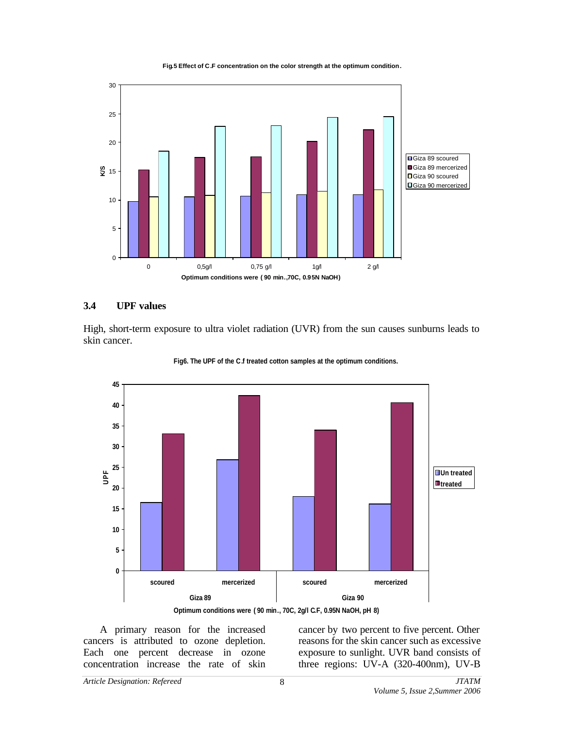Fig.5 Effect of C.F concentration on the color strength at the optimum condition.

Optimum conditions were ( 90 min.,70C, 0.95N NaOH)

## 3.4 UPF values

High, short-term exposure to ultra violet radiation (UVR) from the sun causes sunburns leads to skin cancer.

Fig6. The UPF of the C.f treated cotton samples at the optimum conditions.

Optimum conditions were ( 90 min., 70C, 2g/l C.F, 0.95N NaOH, pH 8)

A primary reason for the increased cancers is attributed to ozone depletion. Each one percent decrease in ozone concentration increase the rate of skin cancer by two percent to five percent. Other reasons for the skin cancer such as excessive exposure to sunlight. UVR band consists of three regions: UV-A (320-400nm), UV-B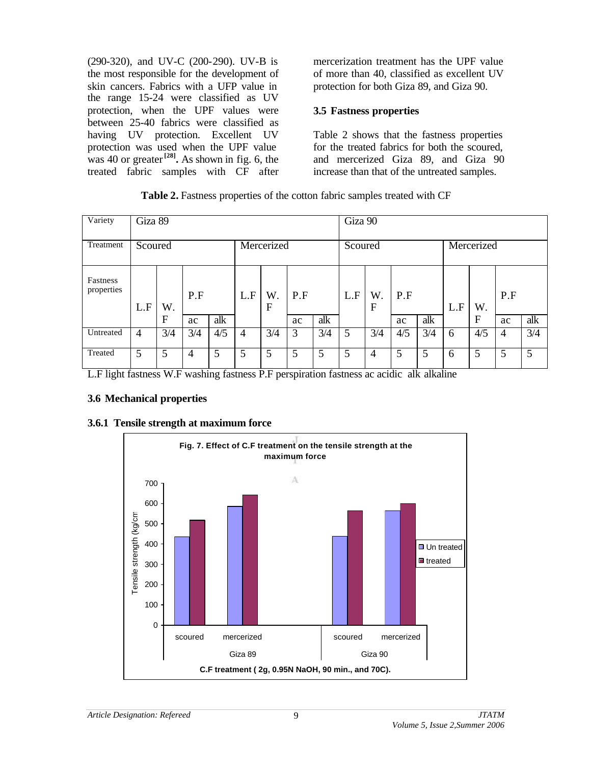(290-320), and UV-C (200-290). UV-B is the most responsible for the development of skin cancers. Fabrics with a UFP value in the range 15-24 were classified as UV protection, when the UPF values were between 25-40 fabrics were classified as having UV protection. Excellent UV protection was used when the UPF value was 40 or greater [28]. As shown in fig. 6, the treated fabric samples with CF after mercerization treatment has the UPF value of more than 40, classified as excellent UV protection for both Giza 89, and Giza 90.

### 3.5 Fastness properties

Table 2 shows that the fastness properties for the treated fabrics for both the scoured, and mercerized Giza 89, and Giza 90 increase than that of the untreated samples.

**Table 2.** Fastness properties of the cotton fabric samples treated with CF

| Variety | Giza 89 | | | | | | | | Giza 90 | | | | | | | |
|---|---|---|---|---|---|---|---|---|---|---|---|---|---|---|---|---|
| Treatment | Scoured | | | | Mercerized | | | | Scoured | | | | Mercerized | | | |
| Fastness properties | L.F | W.F | P.F | | L.F | W.F | P.F | | L.F | W.F | P.F | | L.F | W.F | P.F | |
| | | | ac | alk | | | ac | alk | | | ac | alk | | | ac | alk |
| Untreated | 4 | 3/4 | 3/4 | 4/5 | 4 | 3/4 | 3 | 3/4 | 5 | 3/4 | 4/5 | 3/4 | 6 | 4/5 | 4 | 3/4 |
| Treated | 5 | 5 | 4 | 5 | 5 | 5 | 5 | 5 | 5 | 4 | 5 | 5 | 6 | 5 | 5 | 5 |

L.F light fastness W.F washing fastness P.F perspiration fastness ac acidic alk alkaline

### 3.6 Mechanical properties

#### 3.6.1 Tensile strength at maximum force

**Fig. 7. Effect of C.F treatment on the tensile strength at the maximum force**

C.F treatment ( 2g, 0.95N NaOH, 90 min., and 70C).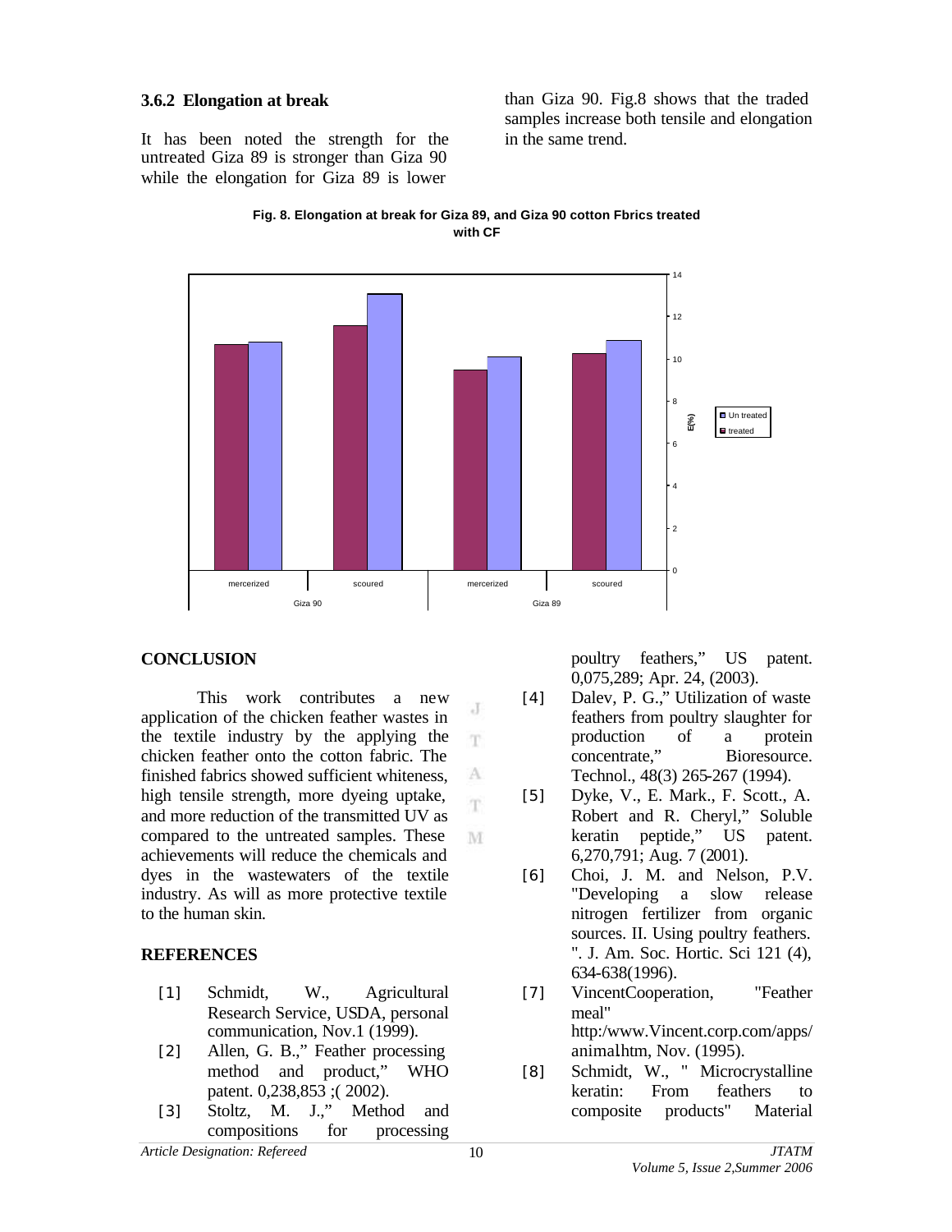### 3.6.2 Elongation at break

It has been noted the strength for the untreated Giza 89 is stronger than Giza 90 while the elongation for Giza 89 is lower than Giza 90. Fig.8 shows that the traded samples increase both tensile and elongation in the same trend.

**Fig. 8. Elongation at break for Giza 89, and Giza 90 cotton Fbrics treated with CF**

## CONCLUSION

This work contributes a new application of the chicken feather wastes in the textile industry by the applying the chicken feather onto the cotton fabric. The finished fabrics showed sufficient whiteness, high tensile strength, more dyeing uptake, and more reduction of the transmitted UV as compared to the untreated samples. These achievements will reduce the chemicals and dyes in the wastewaters of the textile industry. As will as more protective textile to the human skin.

## REFERENCES

[1] Schmidt, W., Agricultural Research Service, USDA, personal communication, Nov.1 (1999).

[2] Allen, G. B.," Feather processing method and product," WHO patent. 0,238,853 ;( 2002).

[3] Stoltz, M. J.," Method and compositions for processing poultry feathers," US patent. 0,075,289; Apr. 24, (2003).

[4] Dalev, P. G.," Utilization of waste feathers from poultry slaughter for production of a protein concentrate," Bioresource. Technol., 48(3) 265-267 (1994).

[5] Dyke, V., E. Mark., F. Scott., A. Robert and R. Cheryl," Soluble keratin peptide," US patent. 6,270,791; Aug. 7 (2001).

[6] Choi, J. M. and Nelson, P.V. "Developing a slow release nitrogen fertilizer from organic sources. II. Using poultry feathers. ". J. Am. Soc. Hortic. Sci 121 (4), 634-638(1996).

[7] VincentCooperation, "Feather meal" http:/www.Vincent.corp.com/apps/animal.htm, Nov. (1995).

[8] Schmidt, W., " Microcrystalline keratin: From feathers to composite products" Material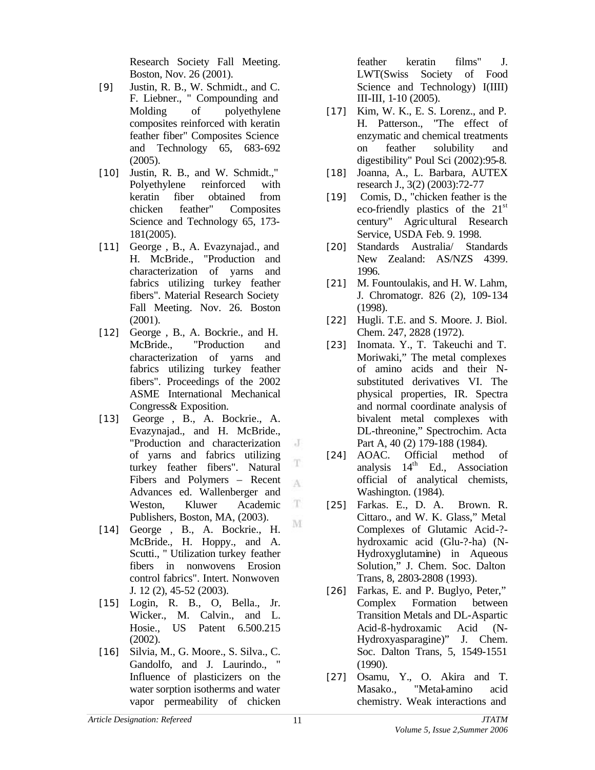Research Society Fall Meeting. Boston, Nov. 26 (2001).

[9] Justin, R. B., W. Schmidt., and C. F. Liebner., " Compounding and Molding of polyethylene composites reinforced with keratin feather fiber" Composites Science and Technology 65, 683-692 (2005).

[10] Justin, R. B., and W. Schmidt.," Polyethylene reinforced with keratin fiber obtained from chicken feather" Composites Science and Technology 65, 173-181(2005).

[11] George , B., A. Evazynajad., and H. McBride., "Production and characterization of yarns and fabrics utilizing turkey feather fibers". Material Research Society Fall Meeting. Nov. 26. Boston (2001).

[12] George , B., A. Bockrie., and H. McBride., "Production and characterization of yarns and fabrics utilizing turkey feather fibers". Proceedings of the 2002 ASME International Mechanical Congress& Exposition.

[13] George , B., A. Bockrie., A. Evazynajad., and H. McBride., "Production and characterization of yarns and fabrics utilizing turkey feather fibers". Natural Fibers and Polymers – Recent Advances ed. Wallenberger and Weston, Kluwer Academic Publishers, Boston, MA, (2003).

[14] George , B., A. Bockrie., H. McBride., H. Hoppy., and A. Scutti., " Utilization turkey feather fibers in nonwovens Erosion control fabrics". Intert. Nonwoven J. 12 (2), 45-52 (2003).

[15] Login, R. B., O, Bella., Jr. Wicker., M. Calvin., and L. Hosie., US Patent 6.500.215 (2002).

[16] Silvia, M., G. Moore., S. Silva., C. Gandolfo, and J. Laurindo., " Influence of plasticizers on the water sorption isotherms and water vapor permeability of chicken feather keratin films" J. LWT(Swiss Society of Food Science and Technology) I(IIII) III-III, 1-10 (2005).

[17] Kim, W. K., E. S. Lorenz., and P. H. Patterson., "The effect of enzymatic and chemical treatments on feather solubility and digestibility" Poul Sci (2002):95-8.

[18] Joanna, A., L. Barbara, AUTEX research J., 3(2) (2003):72-77

[19] Comis, D., "chicken feather is the eco-friendly plastics of the 21st century" Agricultural Research Service, USDA Feb. 9. 1998.

[20] Standards Australia/ Standards New Zealand: AS/NZS 4399. 1996.

[21] M. Fountoulakis, and H. W. Lahm, J. Chromatogr. 826 (2), 109-134 (1998).

[22] Hugli. T.E. and S. Moore. J. Biol. Chem. 247, 2828 (1972).

[23] Inomata. Y., T. Takeuchi and T. Moriwaki," The metal complexes of amino acids and their N-substituted derivatives VI. The physical properties, IR. Spectra and normal coordinate analysis of bivalent metal complexes with DL-threonine," Spectrochim. Acta Part A, 40 (2) 179-188 (1984).

[24] AOAC. Official method of analysis 14th Ed., Association official of analytical chemists, Washington. (1984).

[25] Farkas. E., D. A. Brown. R. Cittaro., and W. K. Glass," Metal Complexes of Glutamic Acid-?-hydroxamic acid (Glu-?-ha) (N-Hydroxyglutamine) in Aqueous Solution," J. Chem. Soc. Dalton Trans, 8, 2803-2808 (1993).

[26] Farkas, E. and P. Buglyo, Peter," Complex Formation between Transition Metals and DL-Aspartic Acid-ß-hydroxamic Acid (N-Hydroxyasparagine)" J. Chem. Soc. Dalton Trans, 5, 1549-1551 (1990).

[27] Osamu, Y., O. Akira and T. Masako., "Metal-amino acid chemistry. Weak interactions and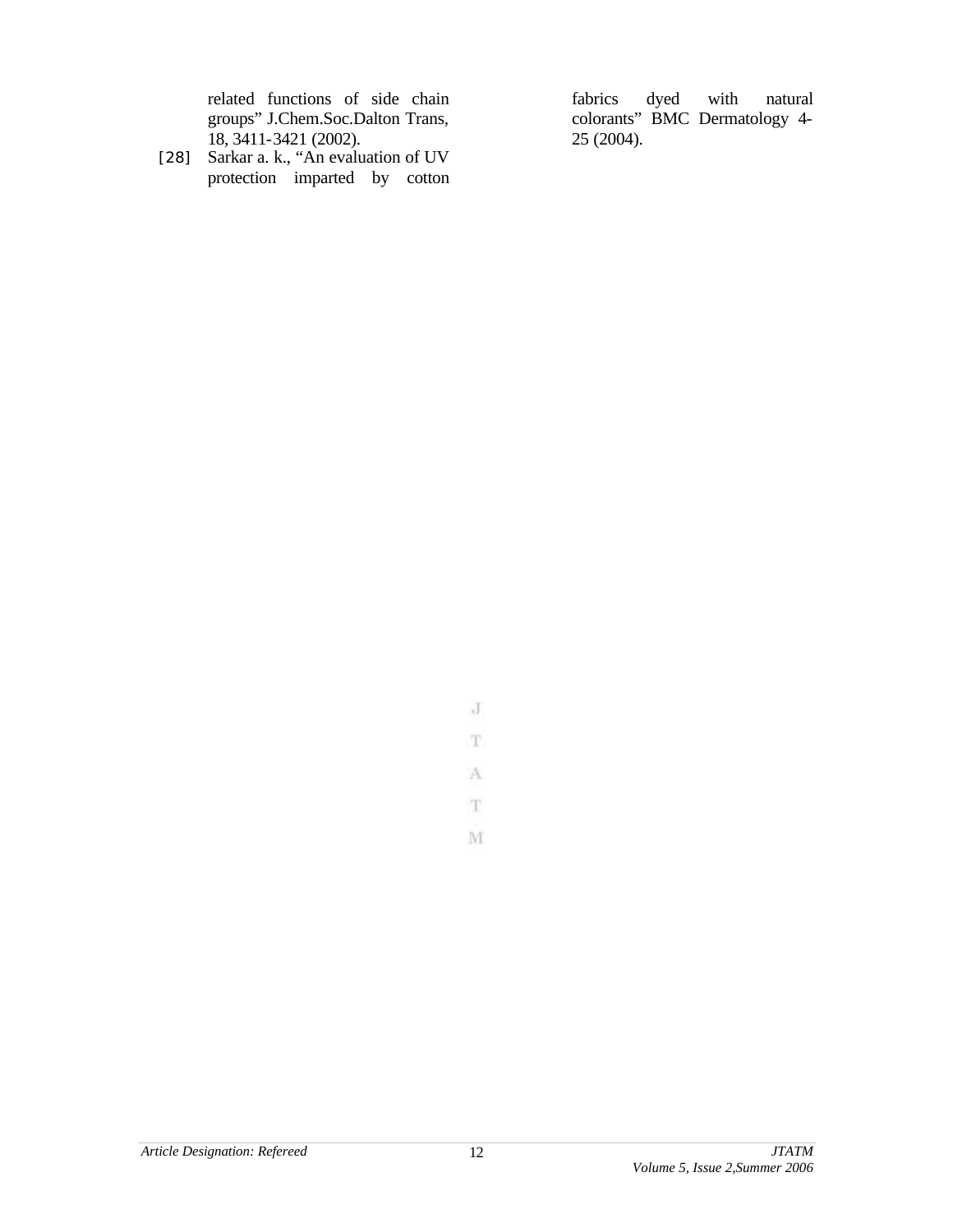related functions of side chain groups" J.Chem.Soc.Dalton Trans, 18, 3411-3421 (2002).

[28] Sarkar a. k., "An evaluation of UV protection imparted by cotton fabrics dyed with natural colorants" BMC Dermatology 4-25 (2004).